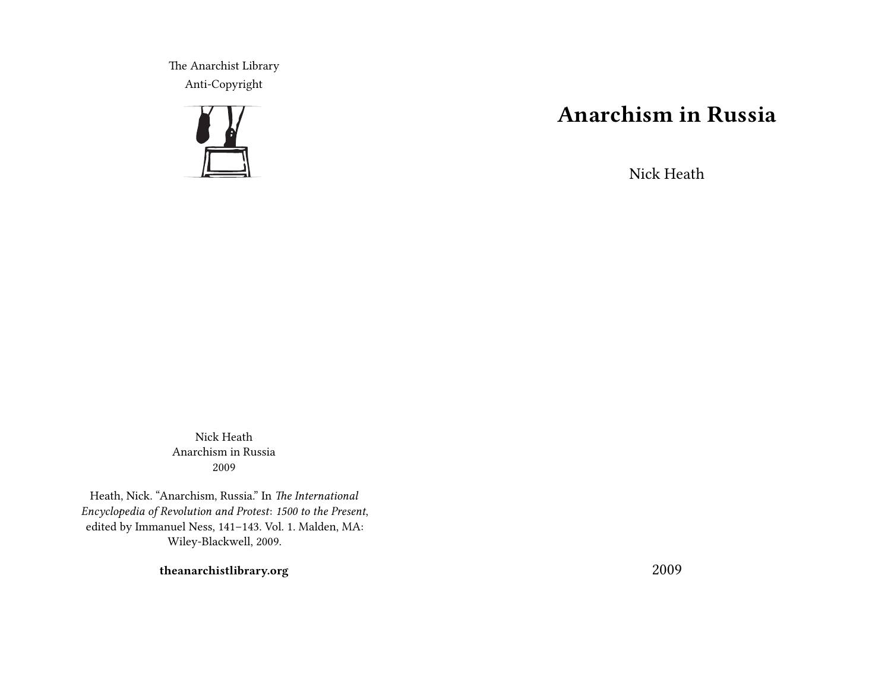# Anarchism in Russia

Nick Heath

2009

The Anarchist Library
Anti-Copyright

Nick Heath
Anarchism in Russia
2009

Heath, Nick. "Anarchism, Russia." In *The International Encyclopedia of Revolution and Protest: 1500 to the Present*, edited by Immanuel Ness, 141–143. Vol. 1. Malden, MA: Wiley-Blackwell, 2009.

**theanarchistlibrary.org**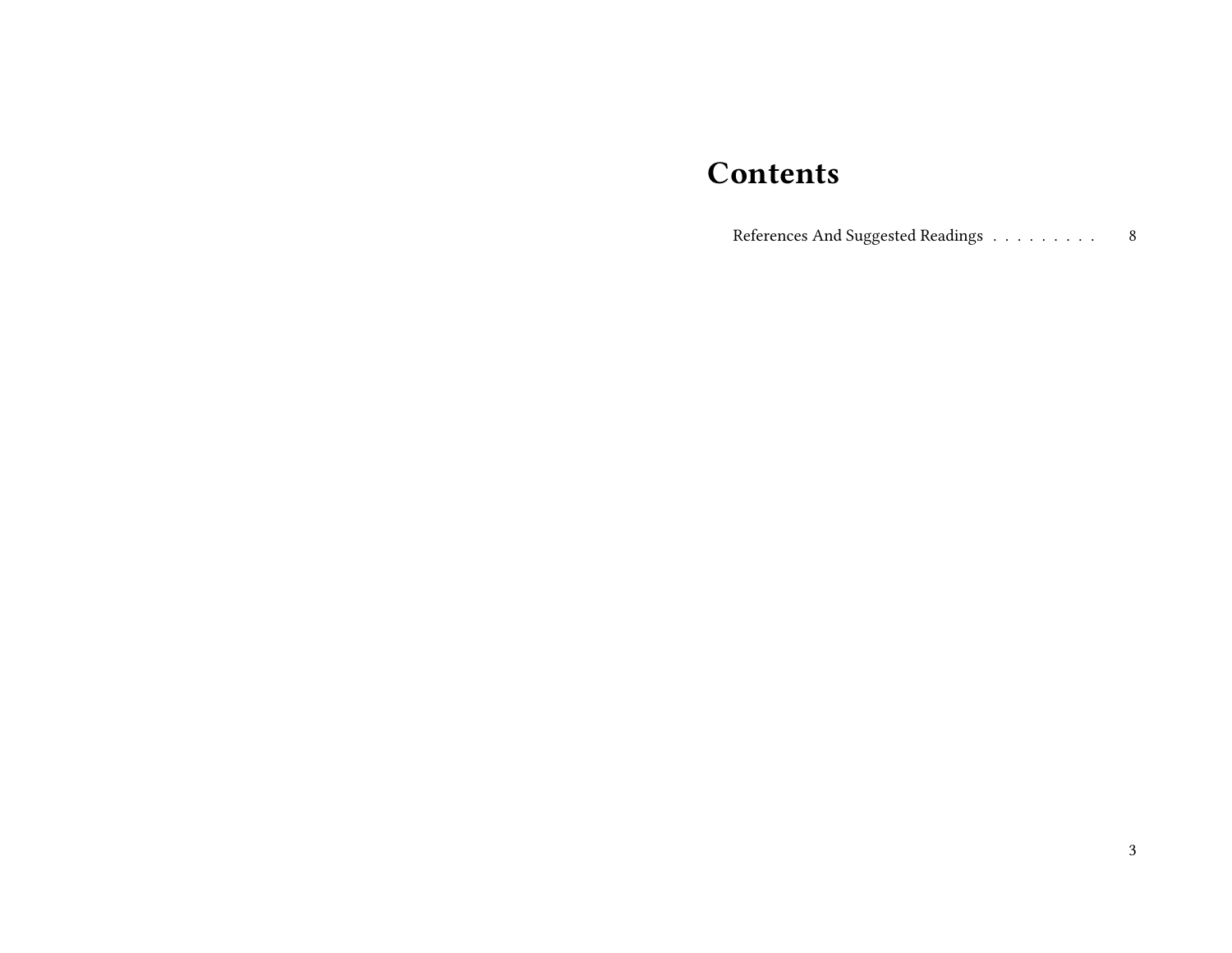# Contents

References And Suggested Readings . . . . . . . . . 8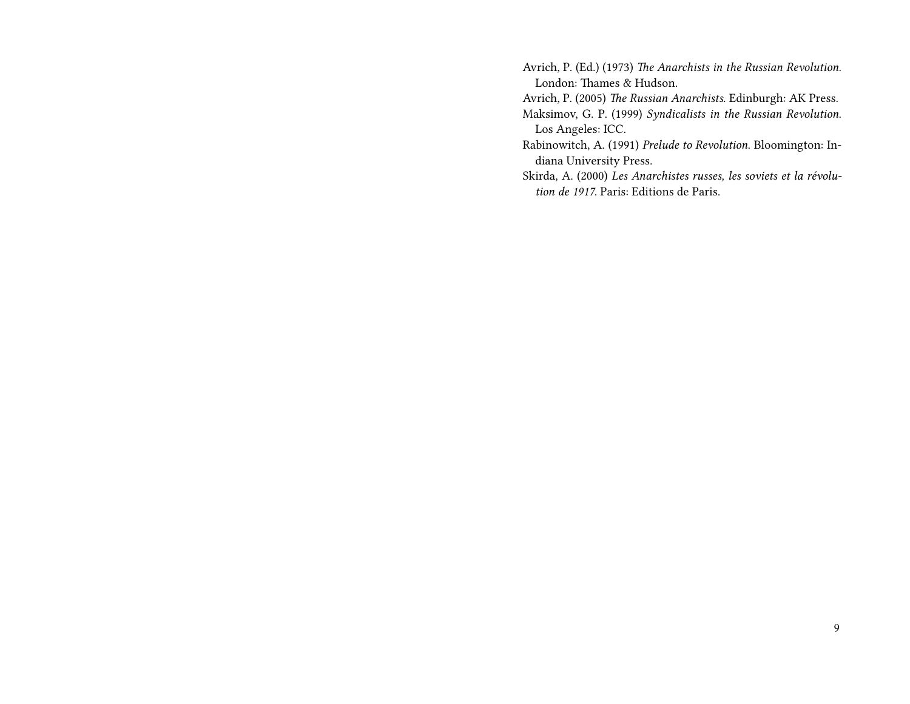Avrich, P. (Ed.) (1973) *The Anarchists in the Russian Revolution*. London: Thames & Hudson.

Avrich, P. (2005) *The Russian Anarchists*. Edinburgh: AK Press.

Maksimov, G. P. (1999) *Syndicalists in the Russian Revolution*. Los Angeles: ICC.

Rabinowitch, A. (1991) *Prelude to Revolution*. Bloomington: Indiana University Press.

Skirda, A. (2000) *Les Anarchistes russes, les soviets et la révolution de 1917*. Paris: Editions de Paris.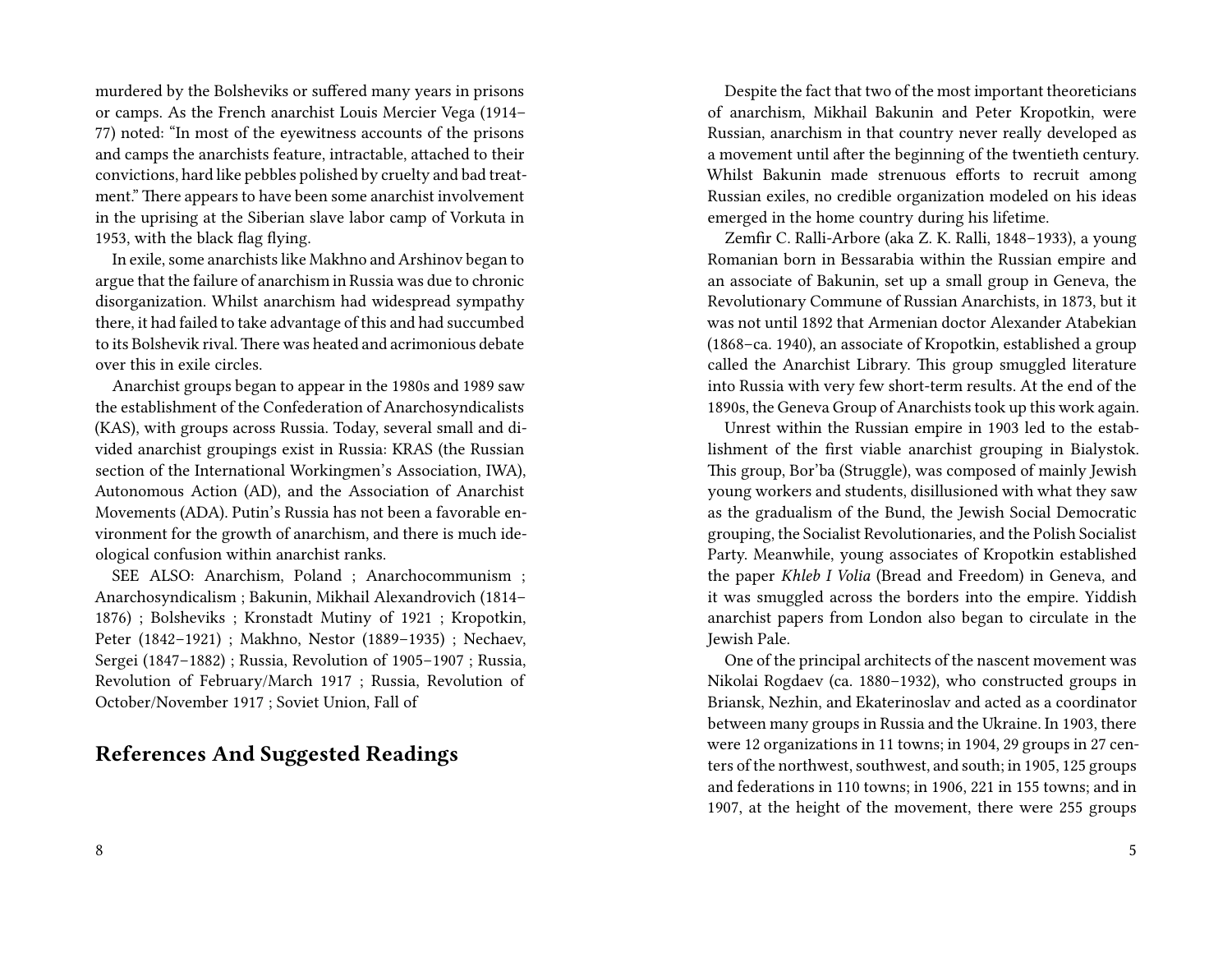murdered by the Bolsheviks or suffered many years in prisons or camps. As the French anarchist Louis Mercier Vega (1914–77) noted: "In most of the eyewitness accounts of the prisons and camps the anarchists feature, intractable, attached to their convictions, hard like pebbles polished by cruelty and bad treatment." There appears to have been some anarchist involvement in the uprising at the Siberian slave labor camp of Vorkuta in 1953, with the black flag flying.

In exile, some anarchists like Makhno and Arshinov began to argue that the failure of anarchism in Russia was due to chronic disorganization. Whilst anarchism had widespread sympathy there, it had failed to take advantage of this and had succumbed to its Bolshevik rival. There was heated and acrimonious debate over this in exile circles.

Anarchist groups began to appear in the 1980s and 1989 saw the establishment of the Confederation of Anarchosyndicalists (KAS), with groups across Russia. Today, several small and divided anarchist groupings exist in Russia: KRAS (the Russian section of the International Workingmen's Association, IWA), Autonomous Action (AD), and the Association of Anarchist Movements (ADA). Putin's Russia has not been a favorable environment for the growth of anarchism, and there is much ideological confusion within anarchist ranks.

SEE ALSO: Anarchism, Poland ; Anarchocommunism ; Anarchosyndicalism ; Bakunin, Mikhail Alexandrovich (1814–1876) ; Bolsheviks ; Kronstadt Mutiny of 1921 ; Kropotkin, Peter (1842–1921) ; Makhno, Nestor (1889–1935) ; Nechaev, Sergei (1847–1882) ; Russia, Revolution of 1905–1907 ; Russia, Revolution of February/March 1917 ; Russia, Revolution of October/November 1917 ; Soviet Union, Fall of

## References And Suggested Readings

Despite the fact that two of the most important theoreticians of anarchism, Mikhail Bakunin and Peter Kropotkin, were Russian, anarchism in that country never really developed as a movement until after the beginning of the twentieth century. Whilst Bakunin made strenuous efforts to recruit among Russian exiles, no credible organization modeled on his ideas emerged in the home country during his lifetime.

Zemfir C. Ralli-Arbore (aka Z. K. Ralli, 1848–1933), a young Romanian born in Bessarabia within the Russian empire and an associate of Bakunin, set up a small group in Geneva, the Revolutionary Commune of Russian Anarchists, in 1873, but it was not until 1892 that Armenian doctor Alexander Atabekian (1868–ca. 1940), an associate of Kropotkin, established a group called the Anarchist Library. This group smuggled literature into Russia with very few short-term results. At the end of the 1890s, the Geneva Group of Anarchists took up this work again.

Unrest within the Russian empire in 1903 led to the establishment of the first viable anarchist grouping in Bialystok. This group, Bor'ba (Struggle), was composed of mainly Jewish young workers and students, disillusioned with what they saw as the gradualism of the Bund, the Jewish Social Democratic grouping, the Socialist Revolutionaries, and the Polish Socialist Party. Meanwhile, young associates of Kropotkin established the paper *Khleb I Volia* (Bread and Freedom) in Geneva, and it was smuggled across the borders into the empire. Yiddish anarchist papers from London also began to circulate in the Jewish Pale.

One of the principal architects of the nascent movement was Nikolai Rogdaev (ca. 1880–1932), who constructed groups in Briansk, Nezhin, and Ekaterinoslav and acted as a coordinator between many groups in Russia and the Ukraine. In 1903, there were 12 organizations in 11 towns; in 1904, 29 groups in 27 centers of the northwest, southwest, and south; in 1905, 125 groups and federations in 110 towns; in 1906, 221 in 155 towns; and in 1907, at the height of the movement, there were 255 groups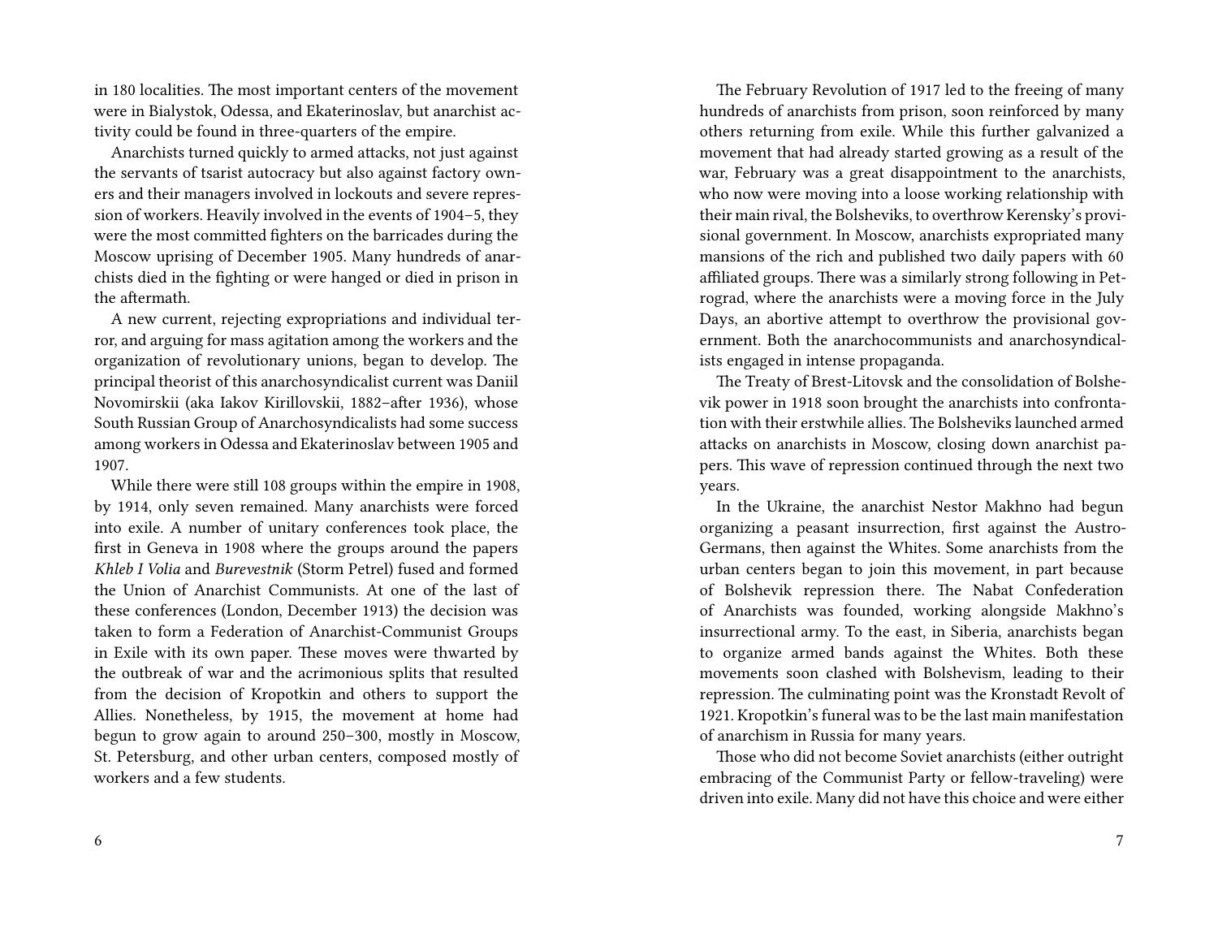in 180 localities. The most important centers of the movement were in Bialystok, Odessa, and Ekaterinoslav, but anarchist activity could be found in three-quarters of the empire.

Anarchists turned quickly to armed attacks, not just against the servants of tsarist autocracy but also against factory owners and their managers involved in lockouts and severe repression of workers. Heavily involved in the events of 1904–5, they were the most committed fighters on the barricades during the Moscow uprising of December 1905. Many hundreds of anarchists died in the fighting or were hanged or died in prison in the aftermath.

A new current, rejecting expropriations and individual terror, and arguing for mass agitation among the workers and the organization of revolutionary unions, began to develop. The principal theorist of this anarchosyndicalist current was Daniil Novomirskii (aka Iakov Kirillovskii, 1882–after 1936), whose South Russian Group of Anarchosyndicalists had some success among workers in Odessa and Ekaterinoslav between 1905 and 1907.

While there were still 108 groups within the empire in 1908, by 1914, only seven remained. Many anarchists were forced into exile. A number of unitary conferences took place, the first in Geneva in 1908 where the groups around the papers *Khleb I Volia* and *Burevestnik* (Storm Petrel) fused and formed the Union of Anarchist Communists. At one of the last of these conferences (London, December 1913) the decision was taken to form a Federation of Anarchist-Communist Groups in Exile with its own paper. These moves were thwarted by the outbreak of war and the acrimonious splits that resulted from the decision of Kropotkin and others to support the Allies. Nonetheless, by 1915, the movement at home had begun to grow again to around 250–300, mostly in Moscow, St. Petersburg, and other urban centers, composed mostly of workers and a few students.

The February Revolution of 1917 led to the freeing of many hundreds of anarchists from prison, soon reinforced by many others returning from exile. While this further galvanized a movement that had already started growing as a result of the war, February was a great disappointment to the anarchists, who now were moving into a loose working relationship with their main rival, the Bolsheviks, to overthrow Kerensky's provisional government. In Moscow, anarchists expropriated many mansions of the rich and published two daily papers with 60 affiliated groups. There was a similarly strong following in Petrograd, where the anarchists were a moving force in the July Days, an abortive attempt to overthrow the provisional government. Both the anarchocommunists and anarchosyndicalists engaged in intense propaganda.

The Treaty of Brest-Litovsk and the consolidation of Bolshevik power in 1918 soon brought the anarchists into confrontation with their erstwhile allies. The Bolsheviks launched armed attacks on anarchists in Moscow, closing down anarchist papers. This wave of repression continued through the next two years.

In the Ukraine, the anarchist Nestor Makhno had begun organizing a peasant insurrection, first against the Austro-Germans, then against the Whites. Some anarchists from the urban centers began to join this movement, in part because of Bolshevik repression there. The Nabat Confederation of Anarchists was founded, working alongside Makhno's insurrectional army. To the east, in Siberia, anarchists began to organize armed bands against the Whites. Both these movements soon clashed with Bolshevism, leading to their repression. The culminating point was the Kronstadt Revolt of 1921. Kropotkin's funeral was to be the last main manifestation of anarchism in Russia for many years.

Those who did not become Soviet anarchists (either outright embracing of the Communist Party or fellow-traveling) were driven into exile. Many did not have this choice and were either